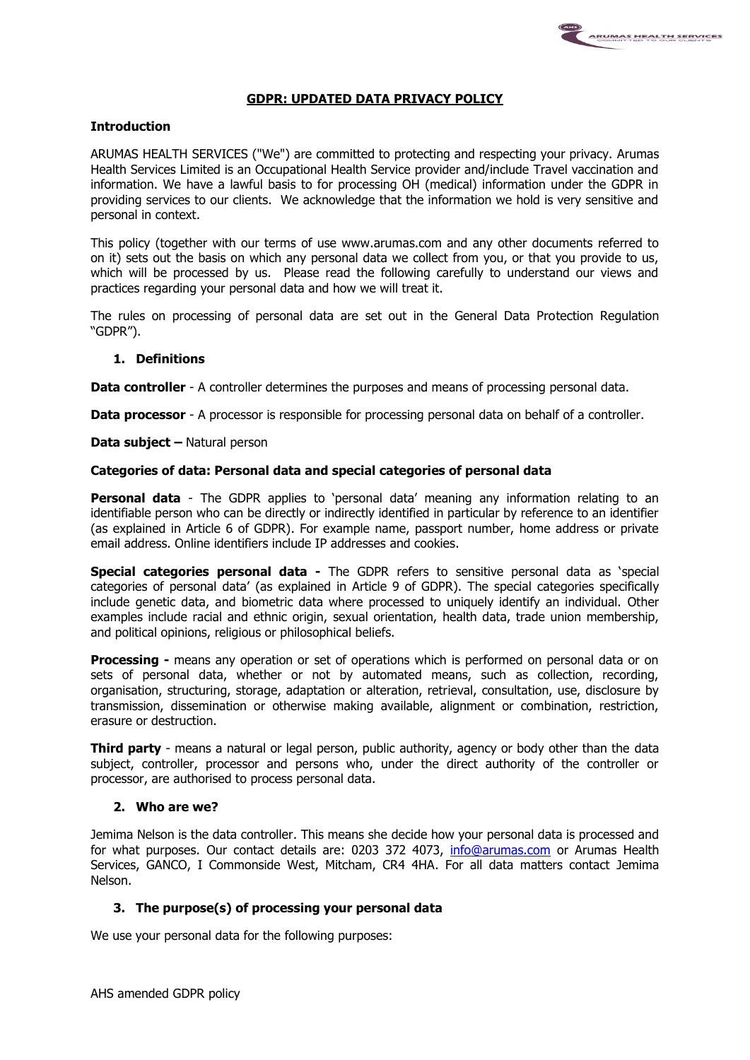# GDPR: UPDATED DATA PRIVACY POLICY

**Introduction**

ARUMAS HEALTH SERVICES ("We") are committed to protecting and respecting your privacy. Arumas Health Services Limited is an Occupational Health Service provider and/include Travel vaccination and information. We have a lawful basis to for processing OH (medical) information under the GDPR in providing services to our clients. We acknowledge that the information we hold is very sensitive and personal in context.

This policy (together with our terms of use www.arumas.com and any other documents referred to on it) sets out the basis on which any personal data we collect from you, or that you provide to us, which will be processed by us. Please read the following carefully to understand our views and practices regarding your personal data and how we will treat it.

The rules on processing of personal data are set out in the General Data Protection Regulation "GDPR").

## 1. Definitions

**Data controller** - A controller determines the purposes and means of processing personal data.

**Data processor** - A processor is responsible for processing personal data on behalf of a controller.

**Data subject –** Natural person

**Categories of data: Personal data and special categories of personal data**

**Personal data** - The GDPR applies to 'personal data' meaning any information relating to an identifiable person who can be directly or indirectly identified in particular by reference to an identifier (as explained in Article 6 of GDPR). For example name, passport number, home address or private email address. Online identifiers include IP addresses and cookies.

**Special categories personal data -** The GDPR refers to sensitive personal data as 'special categories of personal data' (as explained in Article 9 of GDPR). The special categories specifically include genetic data, and biometric data where processed to uniquely identify an individual. Other examples include racial and ethnic origin, sexual orientation, health data, trade union membership, and political opinions, religious or philosophical beliefs.

**Processing -** means any operation or set of operations which is performed on personal data or on sets of personal data, whether or not by automated means, such as collection, recording, organisation, structuring, storage, adaptation or alteration, retrieval, consultation, use, disclosure by transmission, dissemination or otherwise making available, alignment or combination, restriction, erasure or destruction.

**Third party** - means a natural or legal person, public authority, agency or body other than the data subject, controller, processor and persons who, under the direct authority of the controller or processor, are authorised to process personal data.

## 2. Who are we?

Jemima Nelson is the data controller. This means she decide how your personal data is processed and for what purposes. Our contact details are: 0203 372 4073, info@arumas.com or Arumas Health Services, GANCO, I Commonside West, Mitcham, CR4 4HA. For all data matters contact Jemima Nelson.

## 3. The purpose(s) of processing your personal data

We use your personal data for the following purposes: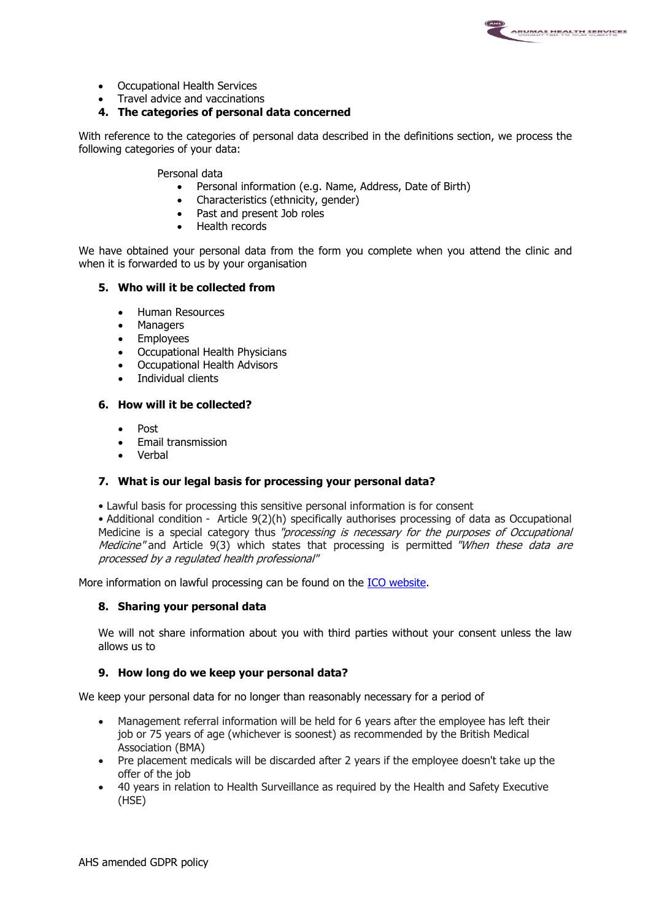- Occupational Health Services
- Travel advice and vaccinations

4. **The categories of personal data concerned**

With reference to the categories of personal data described in the definitions section, we process the following categories of your data:

Personal data

- Personal information (e.g. Name, Address, Date of Birth)
- Characteristics (ethnicity, gender)
- Past and present Job roles
- Health records

We have obtained your personal data from the form you complete when you attend the clinic and when it is forwarded to us by your organisation

5. **Who will it be collected from**

- Human Resources
- Managers
- Employees
- Occupational Health Physicians
- Occupational Health Advisors
- Individual clients

6. **How will it be collected?**

- Post
- Email transmission
- Verbal

7. **What is our legal basis for processing your personal data?**

• Lawful basis for processing this sensitive personal information is for consent
• Additional condition - Article 9(2)(h) specifically authorises processing of data as Occupational Medicine is a special category thus *"processing is necessary for the purposes of Occupational Medicine"* and Article 9(3) which states that processing is permitted *"When these data are processed by a regulated health professional"*

More information on lawful processing can be found on the ICO website.

8. **Sharing your personal data**

We will not share information about you with third parties without your consent unless the law allows us to

9. **How long do we keep your personal data?**

We keep your personal data for no longer than reasonably necessary for a period of

- Management referral information will be held for 6 years after the employee has left their job or 75 years of age (whichever is soonest) as recommended by the British Medical Association (BMA)
- Pre placement medicals will be discarded after 2 years if the employee doesn't take up the offer of the job
- 40 years in relation to Health Surveillance as required by the Health and Safety Executive (HSE)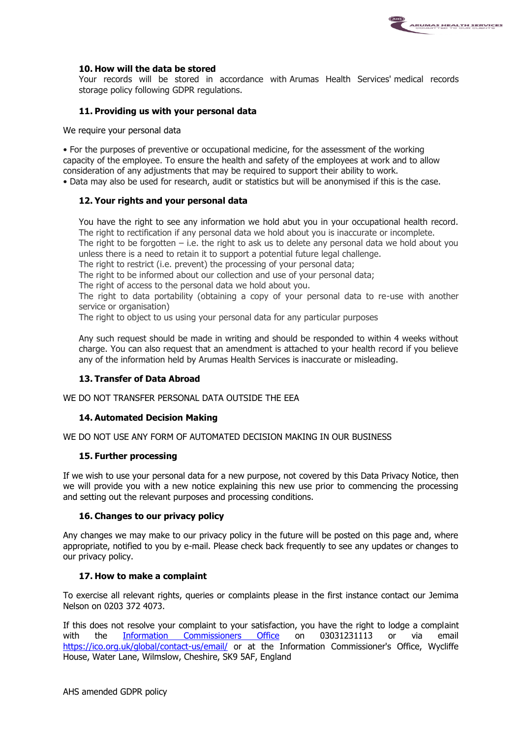### 10. How will the data be stored

Your records will be stored in accordance with Arumas Health Services' medical records storage policy following GDPR regulations.

### 11. Providing us with your personal data

We require your personal data

- For the purposes of preventive or occupational medicine, for the assessment of the working capacity of the employee. To ensure the health and safety of the employees at work and to allow consideration of any adjustments that may be required to support their ability to work.
- Data may also be used for research, audit or statistics but will be anonymised if this is the case.

### 12. Your rights and your personal data

You have the right to see any information we hold abut you in your occupational health record.
The right to rectification if any personal data we hold about you is inaccurate or incomplete.
The right to be forgotten – i.e. the right to ask us to delete any personal data we hold about you unless there is a need to retain it to support a potential future legal challenge.
The right to restrict (i.e. prevent) the processing of your personal data;
The right to be informed about our collection and use of your personal data;
The right of access to the personal data we hold about you.
The right to data portability (obtaining a copy of your personal data to re-use with another service or organisation)
The right to object to us using your personal data for any particular purposes

Any such request should be made in writing and should be responded to within 4 weeks without charge. You can also request that an amendment is attached to your health record if you believe any of the information held by Arumas Health Services is inaccurate or misleading.

### 13. Transfer of Data Abroad

WE DO NOT TRANSFER PERSONAL DATA OUTSIDE THE EEA

### 14. Automated Decision Making

WE DO NOT USE ANY FORM OF AUTOMATED DECISION MAKING IN OUR BUSINESS

### 15. Further processing

If we wish to use your personal data for a new purpose, not covered by this Data Privacy Notice, then we will provide you with a new notice explaining this new use prior to commencing the processing and setting out the relevant purposes and processing conditions.

### 16. Changes to our privacy policy

Any changes we may make to our privacy policy in the future will be posted on this page and, where appropriate, notified to you by e-mail. Please check back frequently to see any updates or changes to our privacy policy.

### 17. How to make a complaint

To exercise all relevant rights, queries or complaints please in the first instance contact our Jemima Nelson on 0203 372 4073.

If this does not resolve your complaint to your satisfaction, you have the right to lodge a complaint with the [Information Commissioners Office](https://ico.org.uk/) on 03031231113 or via email https://ico.org.uk/global/contact-us/email/ or at the Information Commissioner's Office, Wycliffe House, Water Lane, Wilmslow, Cheshire, SK9 5AF, England

AHS amended GDPR policy